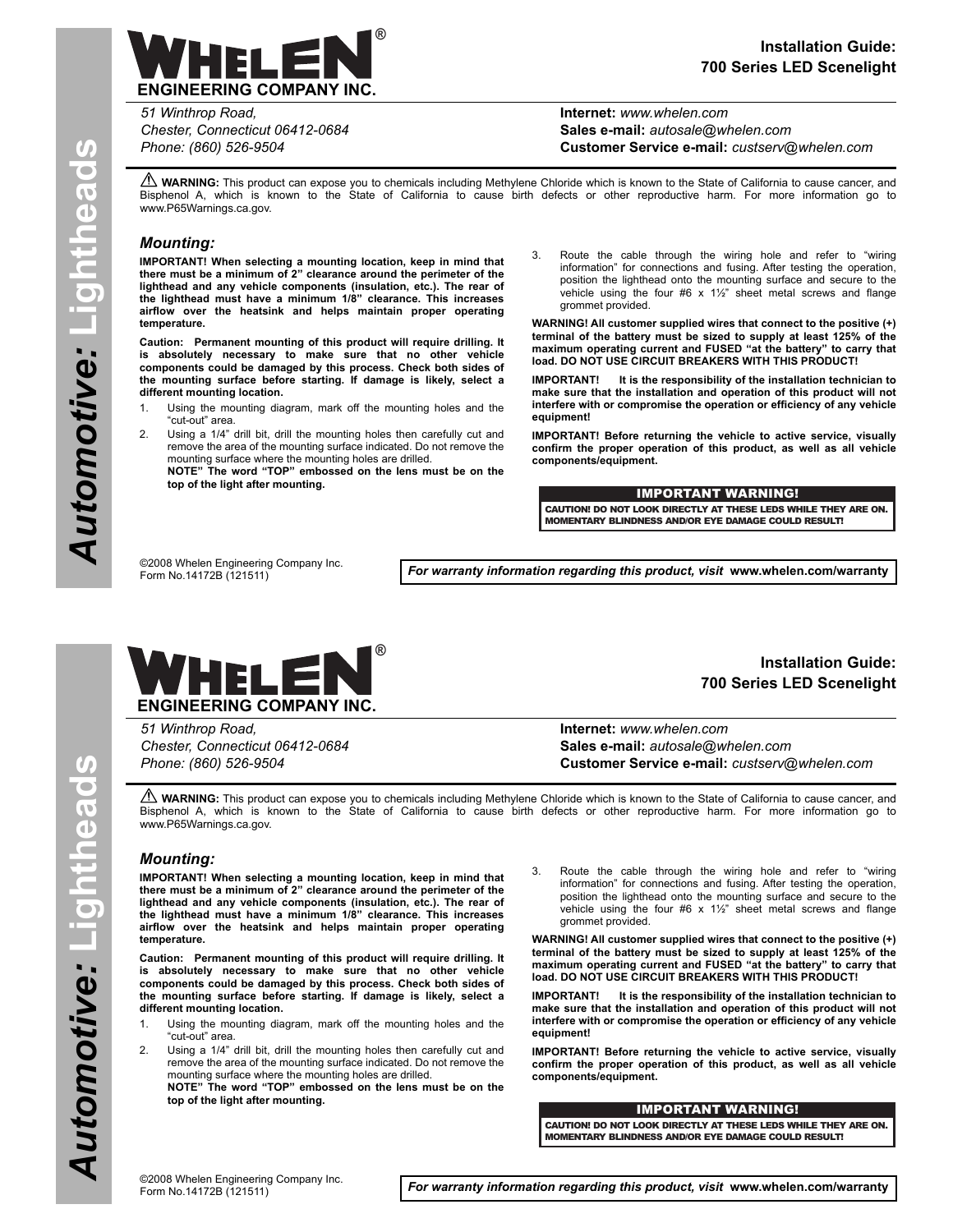# WHELEN® ENGINEERING COMPANY INC.

## Installation Guide: 700 Series LED Scenelight

*51 Winthrop Road,*
*Chester, Connecticut 06412-0684*
*Phone: (860) 526-9504*

**Internet:** *www.whelen.com*
**Sales e-mail:** *autosale@whelen.com*
**Customer Service e-mail:** *custserv@whelen.com*

*Automotive:* Lightheads

⚠ **WARNING:** This product can expose you to chemicals including Methylene Chloride which is known to the State of California to cause cancer, and Bisphenol A, which is known to the State of California to cause birth defects or other reproductive harm. For more information go to www.P65Warnings.ca.gov.

### *Mounting:*

**IMPORTANT! When selecting a mounting location, keep in mind that there must be a minimum of 2" clearance around the perimeter of the lighthead and any vehicle components (insulation, etc.). The rear of the lighthead must have a minimum 1/8" clearance. This increases airflow over the heatsink and helps maintain proper operating temperature.**

**Caution: Permanent mounting of this product will require drilling. It is absolutely necessary to make sure that no other vehicle components could be damaged by this process. Check both sides of the mounting surface before starting. If damage is likely, select a different mounting location.**

1. Using the mounting diagram, mark off the mounting holes and the "cut-out" area.
2. Using a 1/4" drill bit, drill the mounting holes then carefully cut and remove the area of the mounting surface indicated. Do not remove the mounting surface where the mounting holes are drilled.
   **NOTE" The word "TOP" embossed on the lens must be on the top of the light after mounting.**
3. Route the cable through the wiring hole and refer to "wiring information" for connections and fusing. After testing the operation, position the lighthead onto the mounting surface and secure to the vehicle using the four #6 x 1½" sheet metal screws and flange grommet provided.

**WARNING! All customer supplied wires that connect to the positive (+) terminal of the battery must be sized to supply at least 125% of the maximum operating current and FUSED "at the battery" to carry that load. DO NOT USE CIRCUIT BREAKERS WITH THIS PRODUCT!**

**IMPORTANT! It is the responsibility of the installation technician to make sure that the installation and operation of this product will not interfere with or compromise the operation or efficiency of any vehicle equipment!**

**IMPORTANT! Before returning the vehicle to active service, visually confirm the proper operation of this product, as well as all vehicle components/equipment.**

**IMPORTANT WARNING!**
**CAUTION! DO NOT LOOK DIRECTLY AT THESE LEDS WHILE THEY ARE ON. MOMENTARY BLINDNESS AND/OR EYE DAMAGE COULD RESULT!**

©2008 Whelen Engineering Company Inc.
Form No.14172B (121511)

***For warranty information regarding this product, visit* www.whelen.com/warranty**

# WHELEN® ENGINEERING COMPANY INC.

## Installation Guide: 700 Series LED Scenelight

*51 Winthrop Road,*
*Chester, Connecticut 06412-0684*
*Phone: (860) 526-9504*

**Internet:** *www.whelen.com*
**Sales e-mail:** *autosale@whelen.com*
**Customer Service e-mail:** *custserv@whelen.com*

*Automotive:* Lightheads

⚠ **WARNING:** This product can expose you to chemicals including Methylene Chloride which is known to the State of California to cause cancer, and Bisphenol A, which is known to the State of California to cause birth defects or other reproductive harm. For more information go to www.P65Warnings.ca.gov.

### *Mounting:*

**IMPORTANT! When selecting a mounting location, keep in mind that there must be a minimum of 2" clearance around the perimeter of the lighthead and any vehicle components (insulation, etc.). The rear of the lighthead must have a minimum 1/8" clearance. This increases airflow over the heatsink and helps maintain proper operating temperature.**

**Caution: Permanent mounting of this product will require drilling. It is absolutely necessary to make sure that no other vehicle components could be damaged by this process. Check both sides of the mounting surface before starting. If damage is likely, select a different mounting location.**

1. Using the mounting diagram, mark off the mounting holes and the "cut-out" area.
2. Using a 1/4" drill bit, drill the mounting holes then carefully cut and remove the area of the mounting surface indicated. Do not remove the mounting surface where the mounting holes are drilled.
   **NOTE" The word "TOP" embossed on the lens must be on the top of the light after mounting.**
3. Route the cable through the wiring hole and refer to "wiring information" for connections and fusing. After testing the operation, position the lighthead onto the mounting surface and secure to the vehicle using the four #6 x 1½" sheet metal screws and flange grommet provided.

**WARNING! All customer supplied wires that connect to the positive (+) terminal of the battery must be sized to supply at least 125% of the maximum operating current and FUSED "at the battery" to carry that load. DO NOT USE CIRCUIT BREAKERS WITH THIS PRODUCT!**

**IMPORTANT! It is the responsibility of the installation technician to make sure that the installation and operation of this product will not interfere with or compromise the operation or efficiency of any vehicle equipment!**

**IMPORTANT! Before returning the vehicle to active service, visually confirm the proper operation of this product, as well as all vehicle components/equipment.**

**IMPORTANT WARNING!**
**CAUTION! DO NOT LOOK DIRECTLY AT THESE LEDS WHILE THEY ARE ON. MOMENTARY BLINDNESS AND/OR EYE DAMAGE COULD RESULT!**

©2008 Whelen Engineering Company Inc.
Form No.14172B (121511)

***For warranty information regarding this product, visit* www.whelen.com/warranty**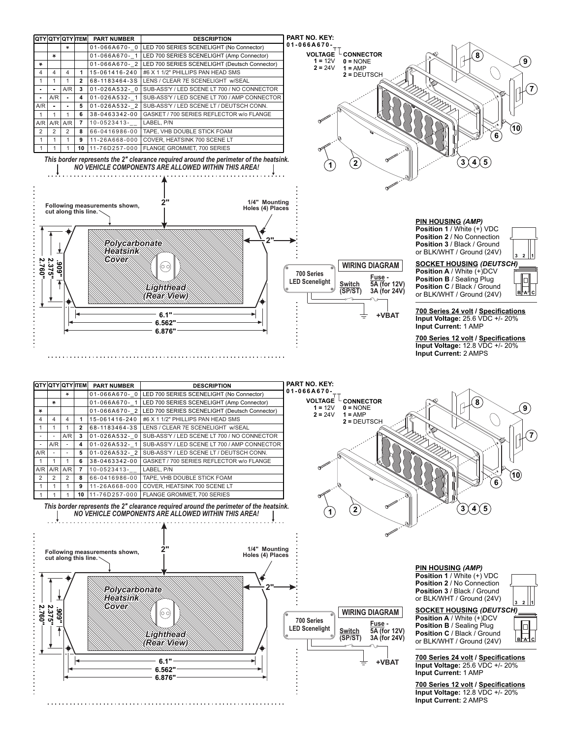| QTY | QTY | QTY | ITEM | PART NUMBER | DESCRIPTION |
|---|---|---|---|---|---|
| | | * | | 01-066A670-_0 | LED 700 SERIES SCENELIGHT (No Connector) |
| | * | | | 01-066A670-_1 | LED 700 SERIES SCENELIGHT (Amp Connector) |
| * | | | | 01-066A670-_2 | LED 700 SERIES SCENELIGHT (Deutsch Connector) |
| 4 | 4 | 4 | 1 | 15-061416-240 | #6 X 1 1/2" PHILLIPS PAN HEAD SMS |
| 1 | 1 | 1 | 2 | 68-1183464-3S | LENS / CLEAR 7E SCENELIGHT w/SEAL |
| - | - | A/R | 3 | 01-026A532-_0 | SUB-ASS'Y / LED SCENE LT 700 / NO CONNECTOR |
| - | A/R | - | 4 | 01-026A532-_1 | SUB-ASS'Y / LED SCENE LT 700 / AMP CONNECTOR |
| A/R | - | - | 5 | 01-026A532-_2 | SUB-ASS'Y / LED SCENE LT / DEUTSCH CONN. |
| 1 | 1 | 1 | 6 | 38-0463342-00 | GASKET / 700 SERIES REFLECTOR w/o FLANGE |
| A/R | A/R | A/R | 7 | 10-0523413-__ | LABEL, P/N |
| 2 | 2 | 2 | 8 | 66-0416986-00 | TAPE, VHB DOUBLE STICK FOAM |
| 1 | 1 | 1 | 9 | 11-26A668-000 | COVER, HEATSINK 700 SCENE LT |
| 1 | 1 | 1 | 10 | 11-76D257-000 | FLANGE GROMMET, 700 SERIES |

**PART NO. KEY:**
01-066A670-

VOLTAGE
1 = 12V
2 = 24V

CONNECTOR
0 = NONE
1 = AMP
2 = DEUTSCH

1 2 3 4 5 6 7 8 9 10

*This border represents the 2" clearance required around the perimeter of the heatsink.*
***NO VEHICLE COMPONENTS ARE ALLOWED WITHIN THIS AREA!***

Following measurements shown, cut along this line.

2"

1/4" Mounting Holes (4) Places

2"

*Polycarbonate Heatsink Cover*

*Lighthead (Rear View)*

2.760"
2.375"
.909"
6.1"
6.562"
6.876"

**PIN HOUSING** *(AMP)*
**Position 1** / White (+) VDC
**Position 2** / No Connection
**Position 3** / Black / Ground or BLK/WHT / Ground (24V)

3 2 1

**WIRING DIAGRAM**

700 Series LED Scenelight

Switch (SP/ST)

Fuse - 5A (for 12V) 3A (for 24V)

+VBAT

**SOCKET HOUSING** *(DEUTSCH)*
**Position A** / White (+)DCV
**Position B** / Sealing Plug
**Position C** / Black / Ground or BLK/WHT / Ground (24V)

B A C

**700 Series 24 volt / Specifications**
**Input Voltage:** 25.6 VDC +/- 20%
**Input Current:** 1 AMP

**700 Series 12 volt / Specifications**
**Input Voltage:** 12.8 VDC +/- 20%
**Input Current:** 2 AMPS

| QTY | QTY | QTY | ITEM | PART NUMBER | DESCRIPTION |
|---|---|---|---|---|---|
| | | * | | 01-066A670-_0 | LED 700 SERIES SCENELIGHT (No Connector) |
| | * | | | 01-066A670-_1 | LED 700 SERIES SCENELIGHT (Amp Connector) |
| * | | | | 01-066A670-_2 | LED 700 SERIES SCENELIGHT (Deutsch Connector) |
| 4 | 4 | 4 | 1 | 15-061416-240 | #6 X 1 1/2" PHILLIPS PAN HEAD SMS |
| 1 | 1 | 1 | 2 | 68-1183464-3S | LENS / CLEAR 7E SCENELIGHT w/SEAL |
| - | - | A/R | 3 | 01-026A532-_0 | SUB-ASS'Y / LED SCENE LT 700 / NO CONNECTOR |
| - | A/R | - | 4 | 01-026A532-_1 | SUB-ASS'Y / LED SCENE LT 700 / AMP CONNECTOR |
| A/R | - | - | 5 | 01-026A532-_2 | SUB-ASS'Y / LED SCENE LT / DEUTSCH CONN. |
| 1 | 1 | 1 | 6 | 38-0463342-00 | GASKET / 700 SERIES REFLECTOR w/o FLANGE |
| A/R | A/R | A/R | 7 | 10-0523413-__ | LABEL, P/N |
| 2 | 2 | 2 | 8 | 66-0416986-00 | TAPE, VHB DOUBLE STICK FOAM |
| 1 | 1 | 1 | 9 | 11-26A668-000 | COVER, HEATSINK 700 SCENE LT |
| 1 | 1 | 1 | 10 | 11-76D257-000 | FLANGE GROMMET, 700 SERIES |

**PART NO. KEY:**
01-066A670-

VOLTAGE
1 = 12V
2 = 24V

CONNECTOR
0 = NONE
1 = AMP
2 = DEUTSCH

1 2 3 4 5 6 7 8 9 10

*This border represents the 2" clearance required around the perimeter of the heatsink.*
***NO VEHICLE COMPONENTS ARE ALLOWED WITHIN THIS AREA!***

Following measurements shown, cut along this line.

2"

1/4" Mounting Holes (4) Places

2"

*Polycarbonate Heatsink Cover*

*Lighthead (Rear View)*

2.760"
2.375"
.909"
6.1"
6.562"
6.876"

**PIN HOUSING** *(AMP)*
**Position 1** / White (+) VDC
**Position 2** / No Connection
**Position 3** / Black / Ground or BLK/WHT / Ground (24V)

3 2 1

**WIRING DIAGRAM**

700 Series LED Scenelight

Switch (SP/ST)

Fuse - 5A (for 12V) 3A (for 24V)

+VBAT

**SOCKET HOUSING** *(DEUTSCH)*
**Position A** / White (+)DCV
**Position B** / Sealing Plug
**Position C** / Black / Ground or BLK/WHT / Ground (24V)

B A C

**700 Series 24 volt / Specifications**
**Input Voltage:** 25.6 VDC +/- 20%
**Input Current:** 1 AMP

**700 Series 12 volt / Specifications**
**Input Voltage:** 12.8 VDC +/- 20%
**Input Current:** 2 AMPS